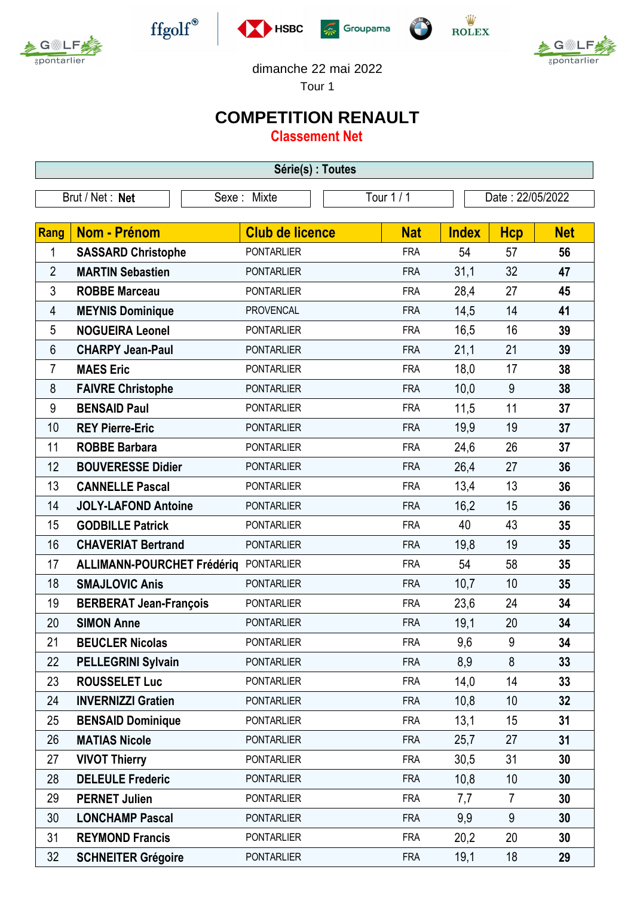dimanche 22 mai 2022

Tour 1

# COMPETITION RENAULT

## Classement Net

| Série(s) : Toutes |
|---|

| Brut / Net : **Net** | Sexe : Mixte | Tour 1 / 1 | Date : 22/05/2022 |
|---|---|---|---|

| Rang | Nom - Prénom | Club de licence | Nat | Index | Hcp | Net |
|---|---|---|---|---|---|---|
| 1 | **SASSARD Christophe** | PONTARLIER | FRA | 54 | 57 | **56** |
| 2 | **MARTIN Sebastien** | PONTARLIER | FRA | 31,1 | 32 | **47** |
| 3 | **ROBBE Marceau** | PONTARLIER | FRA | 28,4 | 27 | **45** |
| 4 | **MEYNIS Dominique** | PROVENCAL | FRA | 14,5 | 14 | **41** |
| 5 | **NOGUEIRA Leonel** | PONTARLIER | FRA | 16,5 | 16 | **39** |
| 6 | **CHARPY Jean-Paul** | PONTARLIER | FRA | 21,1 | 21 | **39** |
| 7 | **MAES Eric** | PONTARLIER | FRA | 18,0 | 17 | **38** |
| 8 | **FAIVRE Christophe** | PONTARLIER | FRA | 10,0 | 9 | **38** |
| 9 | **BENSAID Paul** | PONTARLIER | FRA | 11,5 | 11 | **37** |
| 10 | **REY Pierre-Eric** | PONTARLIER | FRA | 19,9 | 19 | **37** |
| 11 | **ROBBE Barbara** | PONTARLIER | FRA | 24,6 | 26 | **37** |
| 12 | **BOUVERESSE Didier** | PONTARLIER | FRA | 26,4 | 27 | **36** |
| 13 | **CANNELLE Pascal** | PONTARLIER | FRA | 13,4 | 13 | **36** |
| 14 | **JOLY-LAFOND Antoine** | PONTARLIER | FRA | 16,2 | 15 | **36** |
| 15 | **GODBILLE Patrick** | PONTARLIER | FRA | 40 | 43 | **35** |
| 16 | **CHAVERIAT Bertrand** | PONTARLIER | FRA | 19,8 | 19 | **35** |
| 17 | **ALLIMANN-POURCHET Frédériq** | PONTARLIER | FRA | 54 | 58 | **35** |
| 18 | **SMAJLOVIC Anis** | PONTARLIER | FRA | 10,7 | 10 | **35** |
| 19 | **BERBERAT Jean-François** | PONTARLIER | FRA | 23,6 | 24 | **34** |
| 20 | **SIMON Anne** | PONTARLIER | FRA | 19,1 | 20 | **34** |
| 21 | **BEUCLER Nicolas** | PONTARLIER | FRA | 9,6 | 9 | **34** |
| 22 | **PELLEGRINI Sylvain** | PONTARLIER | FRA | 8,9 | 8 | **33** |
| 23 | **ROUSSELET Luc** | PONTARLIER | FRA | 14,0 | 14 | **33** |
| 24 | **INVERNIZZI Gratien** | PONTARLIER | FRA | 10,8 | 10 | **32** |
| 25 | **BENSAID Dominique** | PONTARLIER | FRA | 13,1 | 15 | **31** |
| 26 | **MATIAS Nicole** | PONTARLIER | FRA | 25,7 | 27 | **31** |
| 27 | **VIVOT Thierry** | PONTARLIER | FRA | 30,5 | 31 | **30** |
| 28 | **DELEULE Frederic** | PONTARLIER | FRA | 10,8 | 10 | **30** |
| 29 | **PERNET Julien** | PONTARLIER | FRA | 7,7 | 7 | **30** |
| 30 | **LONCHAMP Pascal** | PONTARLIER | FRA | 9,9 | 9 | **30** |
| 31 | **REYMOND Francis** | PONTARLIER | FRA | 20,2 | 20 | **30** |
| 32 | **SCHNEITER Grégoire** | PONTARLIER | FRA | 19,1 | 18 | **29** |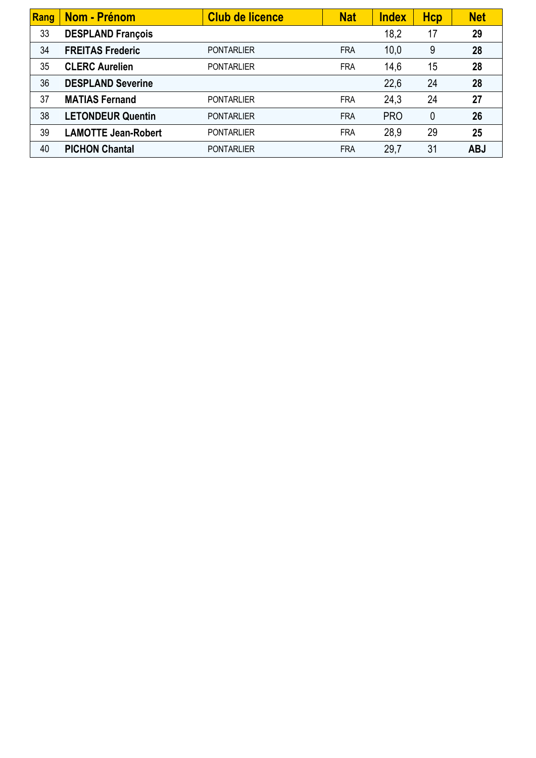| Rang | Nom - Prénom | Club de licence | Nat | Index | Hcp | Net |
|---|---|---|---|---|---|---|
| 33 | **DESPLAND François** | | | 18,2 | 17 | **29** |
| 34 | **FREITAS Frederic** | PONTARLIER | FRA | 10,0 | 9 | **28** |
| 35 | **CLERC Aurelien** | PONTARLIER | FRA | 14,6 | 15 | **28** |
| 36 | **DESPLAND Severine** | | | 22,6 | 24 | **28** |
| 37 | **MATIAS Fernand** | PONTARLIER | FRA | 24,3 | 24 | **27** |
| 38 | **LETONDEUR Quentin** | PONTARLIER | FRA | PRO | 0 | **26** |
| 39 | **LAMOTTE Jean-Robert** | PONTARLIER | FRA | 28,9 | 29 | **25** |
| 40 | **PICHON Chantal** | PONTARLIER | FRA | 29,7 | 31 | **ABJ** |